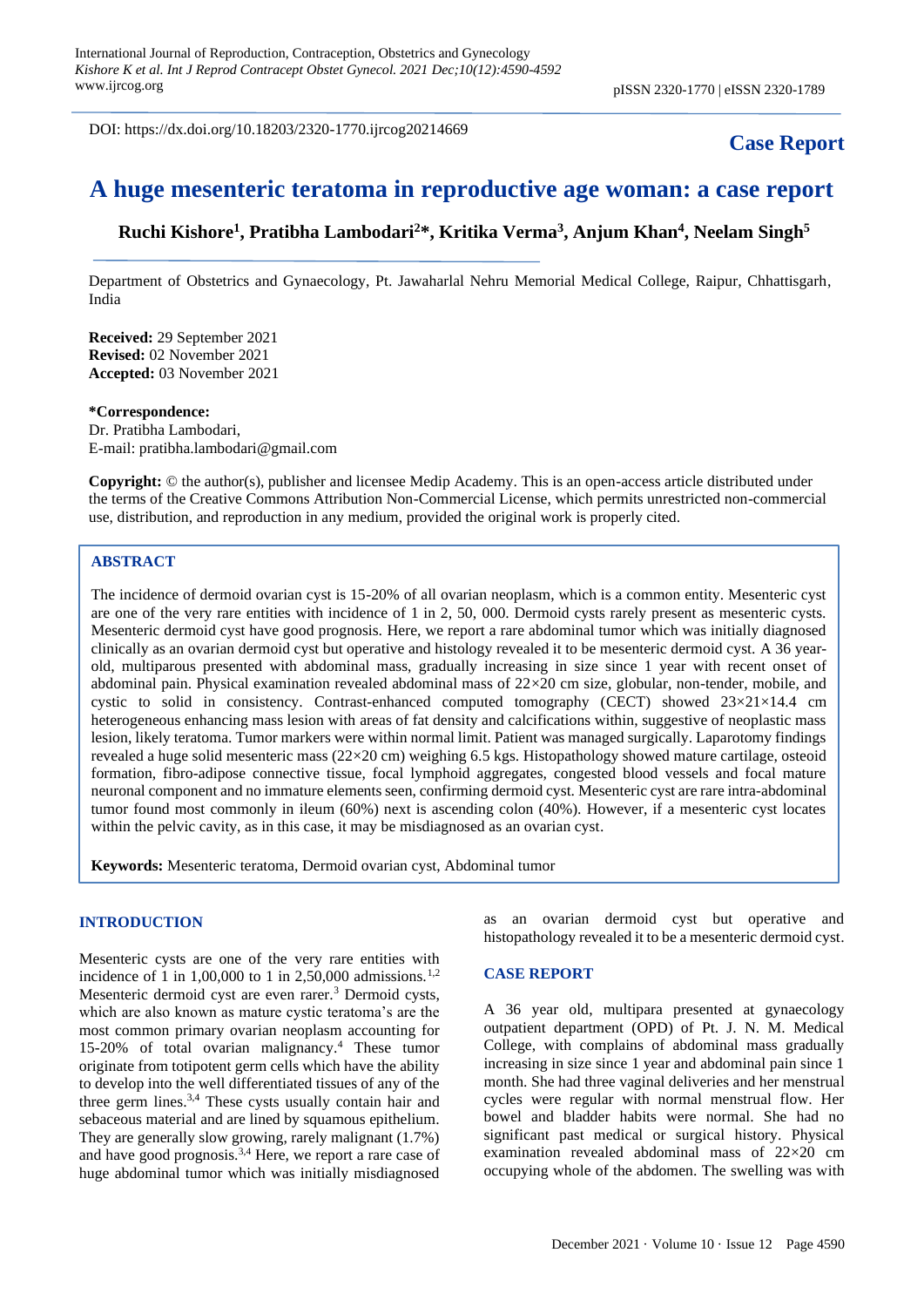DOI: https://dx.doi.org/10.18203/2320-1770.ijrcog20214669

**Case Report**

# A huge mesenteric teratoma in reproductive age woman: a case report

**Ruchi Kishore[1], Pratibha Lambodari[2]*, Kritika Verma[3], Anjum Khan[4], Neelam Singh[5]**

Department of Obstetrics and Gynaecology, Pt. Jawaharlal Nehru Memorial Medical College, Raipur, Chhattisgarh, India

**Received:** 29 September 2021
**Revised:** 02 November 2021
**Accepted:** 03 November 2021

**\*Correspondence:**
Dr. Pratibha Lambodari,
E-mail: pratibha.lambodari@gmail.com

**Copyright:** © the author(s), publisher and licensee Medip Academy. This is an open-access article distributed under the terms of the Creative Commons Attribution Non-Commercial License, which permits unrestricted non-commercial use, distribution, and reproduction in any medium, provided the original work is properly cited.

## ABSTRACT

The incidence of dermoid ovarian cyst is 15-20% of all ovarian neoplasm, which is a common entity. Mesenteric cyst are one of the very rare entities with incidence of 1 in 2, 50, 000. Dermoid cysts rarely present as mesenteric cysts. Mesenteric dermoid cyst have good prognosis. Here, we report a rare abdominal tumor which was initially diagnosed clinically as an ovarian dermoid cyst but operative and histology revealed it to be mesenteric dermoid cyst. A 36 year-old, multiparous presented with abdominal mass, gradually increasing in size since 1 year with recent onset of abdominal pain. Physical examination revealed abdominal mass of 22×20 cm size, globular, non-tender, mobile, and cystic to solid in consistency. Contrast-enhanced computed tomography (CECT) showed 23×21×14.4 cm heterogeneous enhancing mass lesion with areas of fat density and calcifications within, suggestive of neoplastic mass lesion, likely teratoma. Tumor markers were within normal limit. Patient was managed surgically. Laparotomy findings revealed a huge solid mesenteric mass (22×20 cm) weighing 6.5 kgs. Histopathology showed mature cartilage, osteoid formation, fibro-adipose connective tissue, focal lymphoid aggregates, congested blood vessels and focal mature neuronal component and no immature elements seen, confirming dermoid cyst. Mesenteric cyst are rare intra-abdominal tumor found most commonly in ileum (60%) next is ascending colon (40%). However, if a mesenteric cyst locates within the pelvic cavity, as in this case, it may be misdiagnosed as an ovarian cyst.

**Keywords:** Mesenteric teratoma, Dermoid ovarian cyst, Abdominal tumor

## INTRODUCTION

Mesenteric cysts are one of the very rare entities with incidence of 1 in 1,00,000 to 1 in 2,50,000 admissions.[1,2] Mesenteric dermoid cyst are even rarer.[3] Dermoid cysts, which are also known as mature cystic teratoma's are the most common primary ovarian neoplasm accounting for 15-20% of total ovarian malignancy.[4] These tumor originate from totipotent germ cells which have the ability to develop into the well differentiated tissues of any of the three germ lines.[3,4] These cysts usually contain hair and sebaceous material and are lined by squamous epithelium. They are generally slow growing, rarely malignant (1.7%) and have good prognosis.[3,4] Here, we report a rare case of huge abdominal tumor which was initially misdiagnosed as an ovarian dermoid cyst but operative and histopathology revealed it to be a mesenteric dermoid cyst.

## CASE REPORT

A 36 year old, multipara presented at gynaecology outpatient department (OPD) of Pt. J. N. M. Medical College, with complains of abdominal mass gradually increasing in size since 1 year and abdominal pain since 1 month. She had three vaginal deliveries and her menstrual cycles were regular with normal menstrual flow. Her bowel and bladder habits were normal. She had no significant past medical or surgical history. Physical examination revealed abdominal mass of 22×20 cm occupying whole of the abdomen. The swelling was with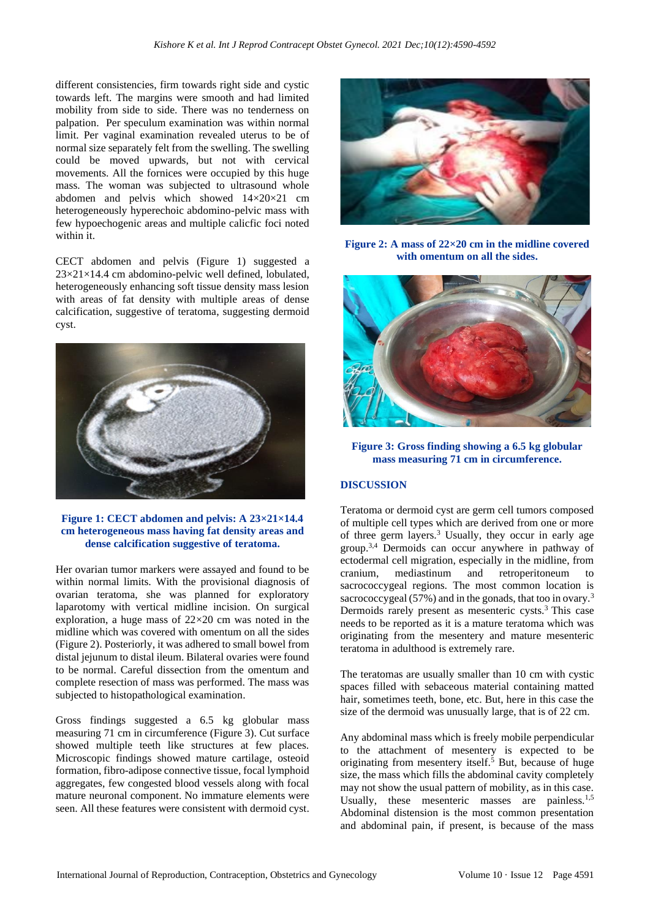different consistencies, firm towards right side and cystic towards left. The margins were smooth and had limited mobility from side to side. There was no tenderness on palpation. Per speculum examination was within normal limit. Per vaginal examination revealed uterus to be of normal size separately felt from the swelling. The swelling could be moved upwards, but not with cervical movements. All the fornices were occupied by this huge mass. The woman was subjected to ultrasound whole abdomen and pelvis which showed 14×20×21 cm heterogeneously hyperechoic abdomino-pelvic mass with few hypoechogenic areas and multiple calicfic foci noted within it.

CECT abdomen and pelvis (Figure 1) suggested a 23×21×14.4 cm abdomino-pelvic well defined, lobulated, heterogeneously enhancing soft tissue density mass lesion with areas of fat density with multiple areas of dense calcification, suggestive of teratoma, suggesting dermoid cyst.

**Figure 1: CECT abdomen and pelvis: A 23×21×14.4 cm heterogeneous mass having fat density areas and dense calcification suggestive of teratoma.**

Her ovarian tumor markers were assayed and found to be within normal limits. With the provisional diagnosis of ovarian teratoma, she was planned for exploratory laparotomy with vertical midline incision. On surgical exploration, a huge mass of 22×20 cm was noted in the midline which was covered with omentum on all the sides (Figure 2). Posteriorly, it was adhered to small bowel from distal jejunum to distal ileum. Bilateral ovaries were found to be normal. Careful dissection from the omentum and complete resection of mass was performed. The mass was subjected to histopathological examination.

Gross findings suggested a 6.5 kg globular mass measuring 71 cm in circumference (Figure 3). Cut surface showed multiple teeth like structures at few places. Microscopic findings showed mature cartilage, osteoid formation, fibro-adipose connective tissue, focal lymphoid aggregates, few congested blood vessels along with focal mature neuronal component. No immature elements were seen. All these features were consistent with dermoid cyst.

**Figure 2: A mass of 22×20 cm in the midline covered with omentum on all the sides.**

**Figure 3: Gross finding showing a 6.5 kg globular mass measuring 71 cm in circumference.**

## DISCUSSION

Teratoma or dermoid cyst are germ cell tumors composed of multiple cell types which are derived from one or more of three germ layers.[3] Usually, they occur in early age group.[3,4] Dermoids can occur anywhere in pathway of ectodermal cell migration, especially in the midline, from cranium, mediastinum and retroperitoneum to sacrococcygeal regions. The most common location is sacrococcygeal (57%) and in the gonads, that too in ovary.[3] Dermoids rarely present as mesenteric cysts.[3] This case needs to be reported as it is a mature teratoma which was originating from the mesentery and mature mesenteric teratoma in adulthood is extremely rare.

The teratomas are usually smaller than 10 cm with cystic spaces filled with sebaceous material containing matted hair, sometimes teeth, bone, etc. But, here in this case the size of the dermoid was unusually large, that is of 22 cm.

Any abdominal mass which is freely mobile perpendicular to the attachment of mesentery is expected to be originating from mesentery itself.[5] But, because of huge size, the mass which fills the abdominal cavity completely may not show the usual pattern of mobility, as in this case. Usually, these mesenteric masses are painless.[1,5] Abdominal distension is the most common presentation and abdominal pain, if present, is because of the mass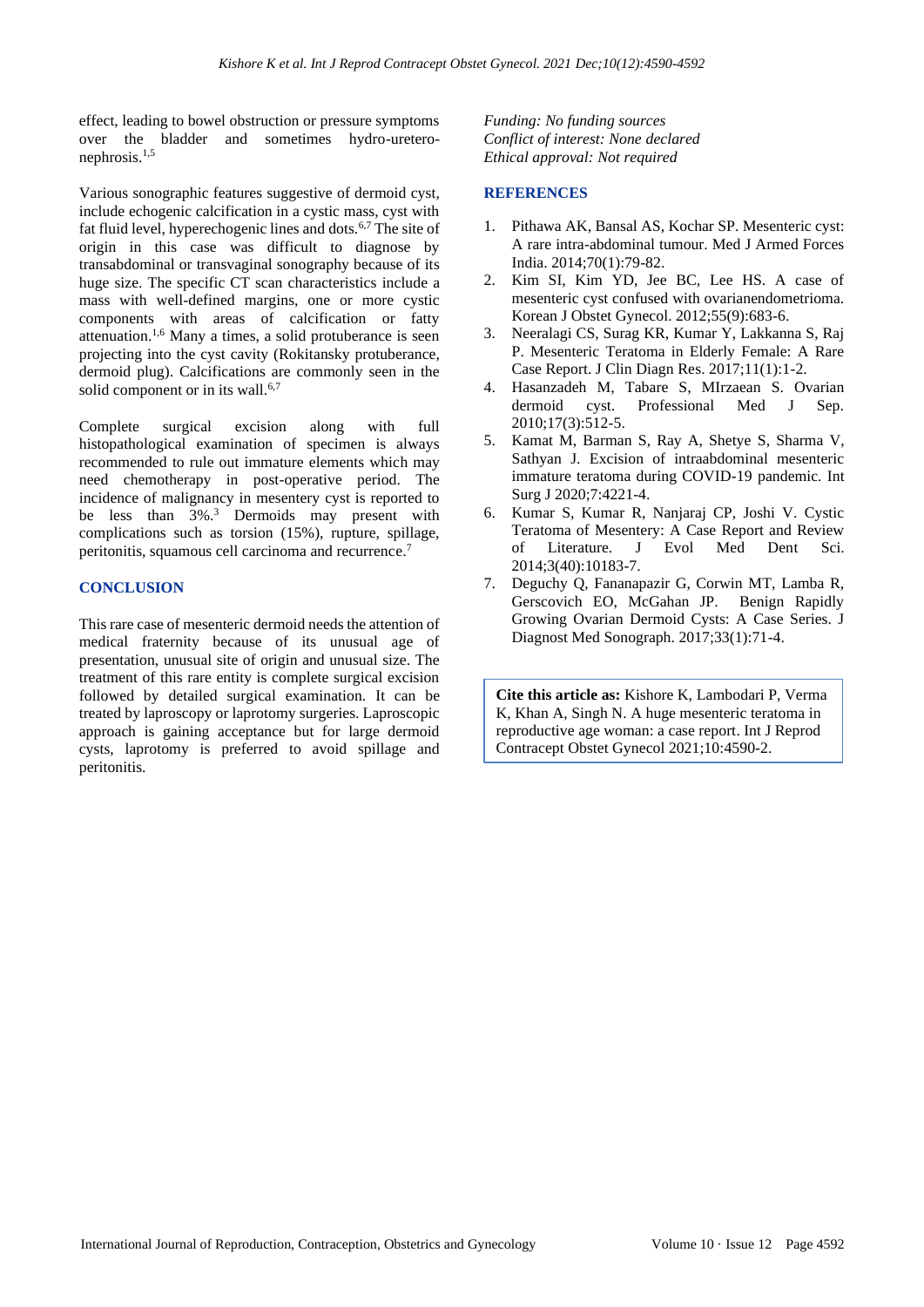effect, leading to bowel obstruction or pressure symptoms over the bladder and sometimes hydro-uretero-nephrosis.[1,5]

Various sonographic features suggestive of dermoid cyst, include echogenic calcification in a cystic mass, cyst with fat fluid level, hyperechogenic lines and dots.[6,7] The site of origin in this case was difficult to diagnose by transabdominal or transvaginal sonography because of its huge size. The specific CT scan characteristics include a mass with well-defined margins, one or more cystic components with areas of calcification or fatty attenuation.[1,6] Many a times, a solid protuberance is seen projecting into the cyst cavity (Rokitansky protuberance, dermoid plug). Calcifications are commonly seen in the solid component or in its wall.[6,7]

Complete surgical excision along with full histopathological examination of specimen is always recommended to rule out immature elements which may need chemotherapy in post-operative period. The incidence of malignancy in mesentery cyst is reported to be less than 3%.[3] Dermoids may present with complications such as torsion (15%), rupture, spillage, peritonitis, squamous cell carcinoma and recurrence.[7]

## CONCLUSION

This rare case of mesenteric dermoid needs the attention of medical fraternity because of its unusual age of presentation, unusual site of origin and unusual size. The treatment of this rare entity is complete surgical excision followed by detailed surgical examination. It can be treated by laproscopy or laprotomy surgeries. Laproscopic approach is gaining acceptance but for large dermoid cysts, laprotomy is preferred to avoid spillage and peritonitis.

*Funding: No funding sources*
*Conflict of interest: None declared*
*Ethical approval: Not required*

## REFERENCES

1. Pithawa AK, Bansal AS, Kochar SP. Mesenteric cyst: A rare intra-abdominal tumour. Med J Armed Forces India. 2014;70(1):79-82.
2. Kim SI, Kim YD, Jee BC, Lee HS. A case of mesenteric cyst confused with ovarianendometrioma. Korean J Obstet Gynecol. 2012;55(9):683-6.
3. Neeralagi CS, Surag KR, Kumar Y, Lakkanna S, Raj P. Mesenteric Teratoma in Elderly Female: A Rare Case Report. J Clin Diagn Res. 2017;11(1):1-2.
4. Hasanzadeh M, Tabare S, MIrzaean S. Ovarian dermoid cyst. Professional Med J Sep. 2010;17(3):512-5.
5. Kamat M, Barman S, Ray A, Shetye S, Sharma V, Sathyan J. Excision of intraabdominal mesenteric immature teratoma during COVID-19 pandemic. Int Surg J 2020;7:4221-4.
6. Kumar S, Kumar R, Nanjaraj CP, Joshi V. Cystic Teratoma of Mesentery: A Case Report and Review of Literature. J Evol Med Dent Sci. 2014;3(40):10183-7.
7. Deguchy Q, Fananapazir G, Corwin MT, Lamba R, Gerscovich EO, McGahan JP. Benign Rapidly Growing Ovarian Dermoid Cysts: A Case Series. J Diagnost Med Sonograph. 2017;33(1):71-4.

**Cite this article as:** Kishore K, Lambodari P, Verma K, Khan A, Singh N. A huge mesenteric teratoma in reproductive age woman: a case report. Int J Reprod Contracept Obstet Gynecol 2021;10:4590-2.